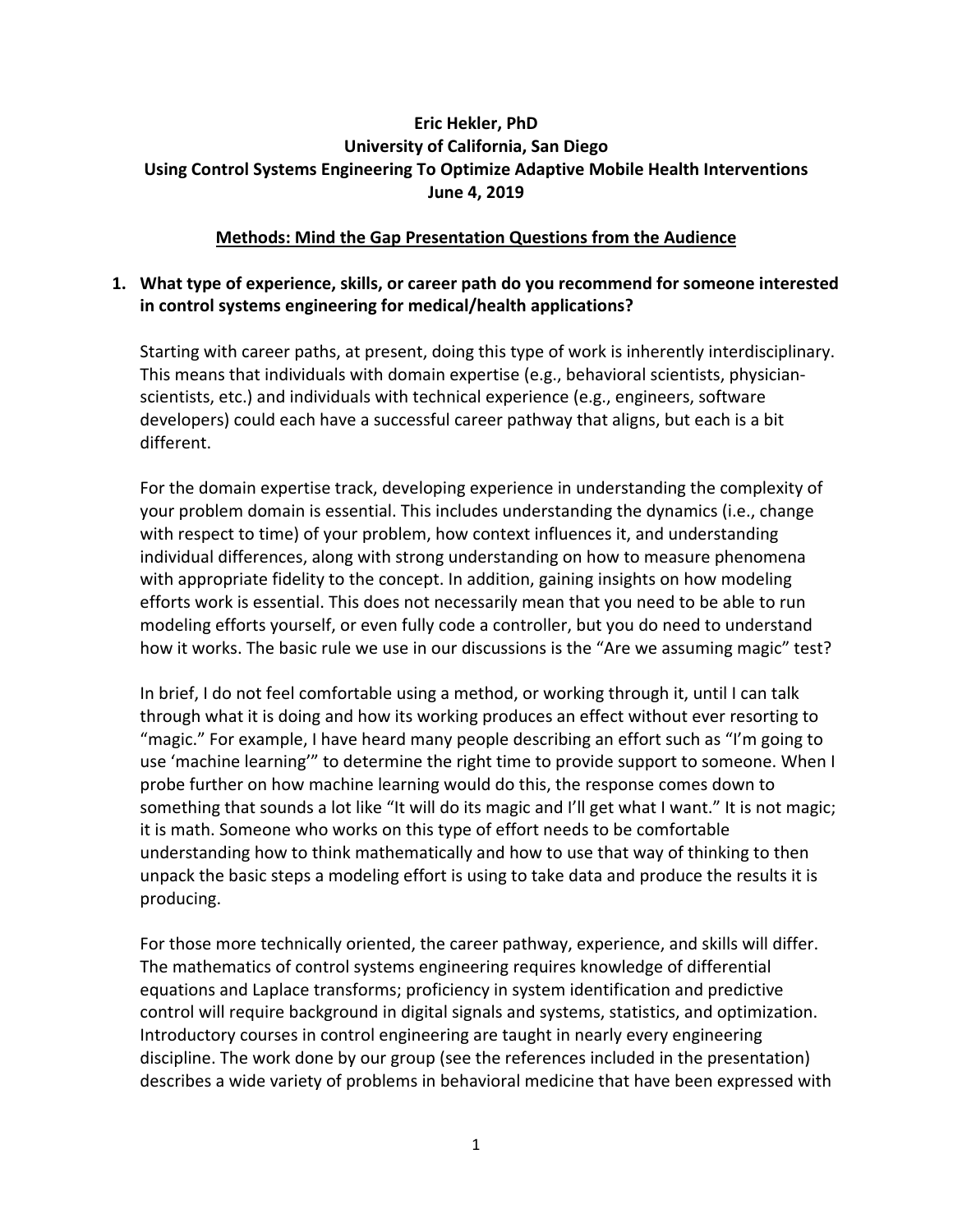**Eric Hekler, PhD**
**University of California, San Diego**
**Using Control Systems Engineering To Optimize Adaptive Mobile Health Interventions**
**June 4, 2019**

**Methods: Mind the Gap Presentation Questions from the Audience**

1. **What type of experience, skills, or career path do you recommend for someone interested in control systems engineering for medical/health applications?**

   Starting with career paths, at present, doing this type of work is inherently interdisciplinary. This means that individuals with domain expertise (e.g., behavioral scientists, physician-scientists, etc.) and individuals with technical experience (e.g., engineers, software developers) could each have a successful career pathway that aligns, but each is a bit different.

   For the domain expertise track, developing experience in understanding the complexity of your problem domain is essential. This includes understanding the dynamics (i.e., change with respect to time) of your problem, how context influences it, and understanding individual differences, along with strong understanding on how to measure phenomena with appropriate fidelity to the concept. In addition, gaining insights on how modeling efforts work is essential. This does not necessarily mean that you need to be able to run modeling efforts yourself, or even fully code a controller, but you do need to understand how it works. The basic rule we use in our discussions is the "Are we assuming magic" test?

   In brief, I do not feel comfortable using a method, or working through it, until I can talk through what it is doing and how its working produces an effect without ever resorting to "magic." For example, I have heard many people describing an effort such as "I'm going to use 'machine learning'" to determine the right time to provide support to someone. When I probe further on how machine learning would do this, the response comes down to something that sounds a lot like "It will do its magic and I'll get what I want." It is not magic; it is math. Someone who works on this type of effort needs to be comfortable understanding how to think mathematically and how to use that way of thinking to then unpack the basic steps a modeling effort is using to take data and produce the results it is producing.

   For those more technically oriented, the career pathway, experience, and skills will differ. The mathematics of control systems engineering requires knowledge of differential equations and Laplace transforms; proficiency in system identification and predictive control will require background in digital signals and systems, statistics, and optimization. Introductory courses in control engineering are taught in nearly every engineering discipline. The work done by our group (see the references included in the presentation) describes a wide variety of problems in behavioral medicine that have been expressed with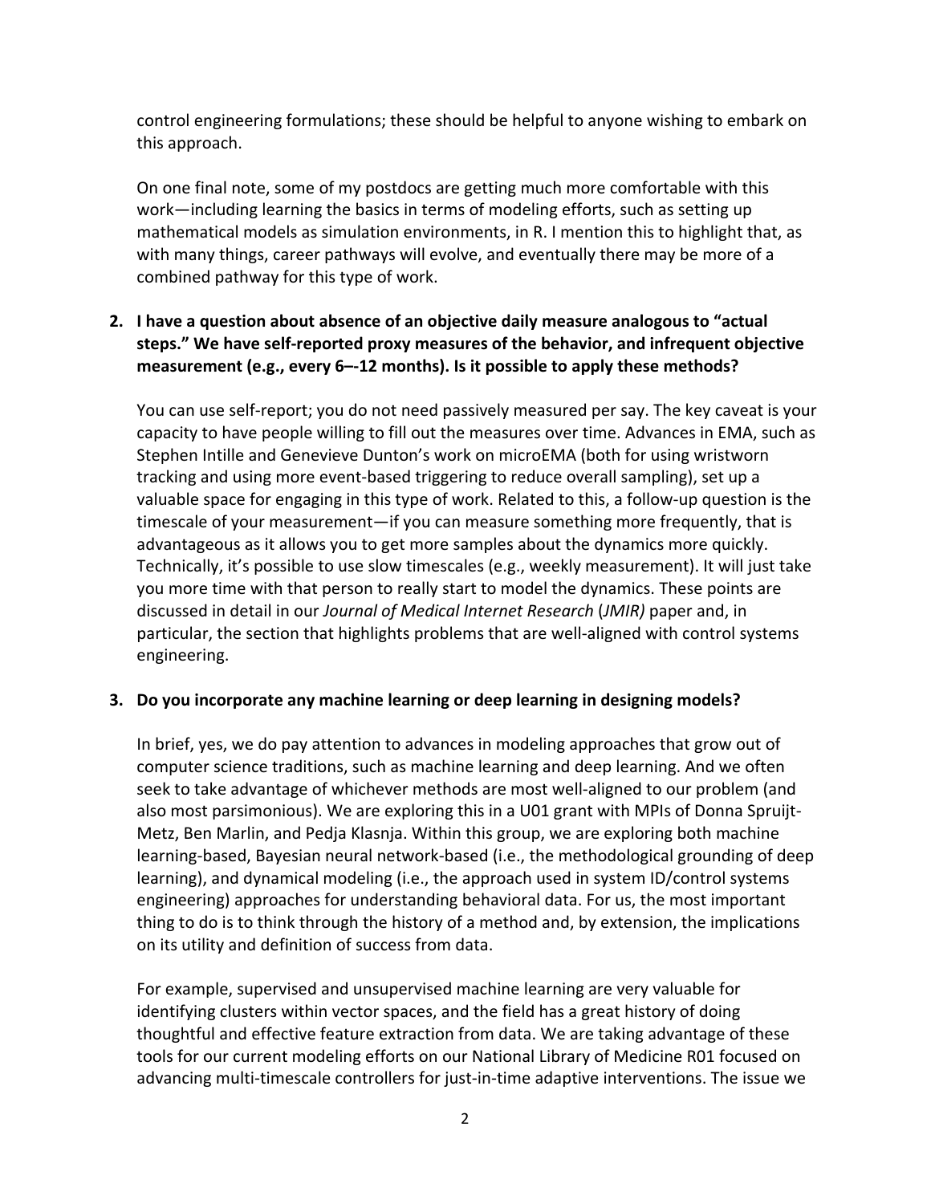control engineering formulations; these should be helpful to anyone wishing to embark on this approach.

On one final note, some of my postdocs are getting much more comfortable with this work—including learning the basics in terms of modeling efforts, such as setting up mathematical models as simulation environments, in R. I mention this to highlight that, as with many things, career pathways will evolve, and eventually there may be more of a combined pathway for this type of work.

2. **I have a question about absence of an objective daily measure analogous to "actual steps." We have self-reported proxy measures of the behavior, and infrequent objective measurement (e.g., every 6–-12 months). Is it possible to apply these methods?**

   You can use self-report; you do not need passively measured per say. The key caveat is your capacity to have people willing to fill out the measures over time. Advances in EMA, such as Stephen Intille and Genevieve Dunton's work on microEMA (both for using wristworn tracking and using more event-based triggering to reduce overall sampling), set up a valuable space for engaging in this type of work. Related to this, a follow-up question is the timescale of your measurement—if you can measure something more frequently, that is advantageous as it allows you to get more samples about the dynamics more quickly. Technically, it's possible to use slow timescales (e.g., weekly measurement). It will just take you more time with that person to really start to model the dynamics. These points are discussed in detail in our *Journal of Medical Internet Research* (*JMIR)* paper and, in particular, the section that highlights problems that are well-aligned with control systems engineering.

3. **Do you incorporate any machine learning or deep learning in designing models?**

   In brief, yes, we do pay attention to advances in modeling approaches that grow out of computer science traditions, such as machine learning and deep learning. And we often seek to take advantage of whichever methods are most well-aligned to our problem (and also most parsimonious). We are exploring this in a U01 grant with MPIs of Donna Spruijt-Metz, Ben Marlin, and Pedja Klasnja. Within this group, we are exploring both machine learning-based, Bayesian neural network-based (i.e., the methodological grounding of deep learning), and dynamical modeling (i.e., the approach used in system ID/control systems engineering) approaches for understanding behavioral data. For us, the most important thing to do is to think through the history of a method and, by extension, the implications on its utility and definition of success from data.

   For example, supervised and unsupervised machine learning are very valuable for identifying clusters within vector spaces, and the field has a great history of doing thoughtful and effective feature extraction from data. We are taking advantage of these tools for our current modeling efforts on our National Library of Medicine R01 focused on advancing multi-timescale controllers for just-in-time adaptive interventions. The issue we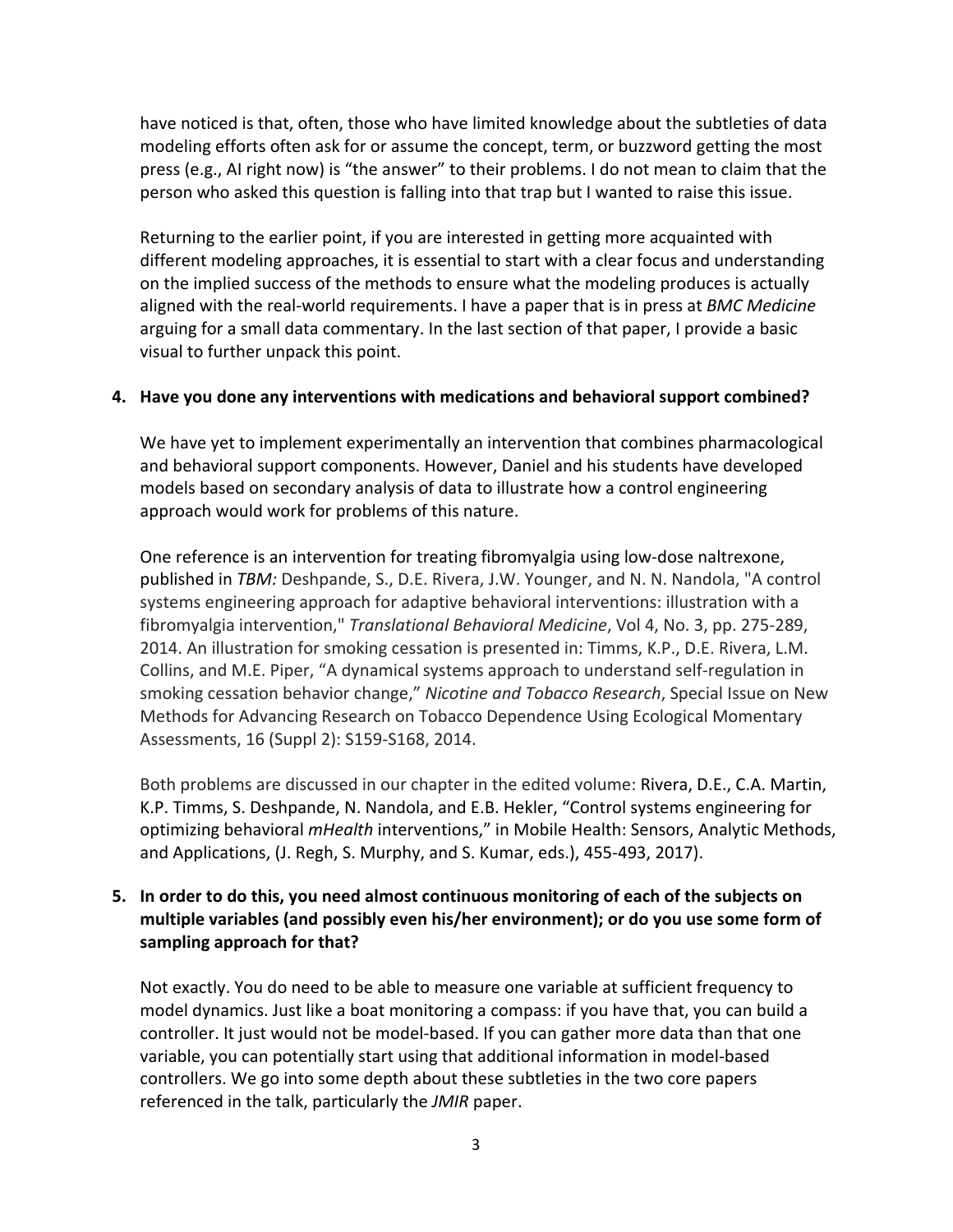have noticed is that, often, those who have limited knowledge about the subtleties of data modeling efforts often ask for or assume the concept, term, or buzzword getting the most press (e.g., AI right now) is "the answer" to their problems. I do not mean to claim that the person who asked this question is falling into that trap but I wanted to raise this issue.

Returning to the earlier point, if you are interested in getting more acquainted with different modeling approaches, it is essential to start with a clear focus and understanding on the implied success of the methods to ensure what the modeling produces is actually aligned with the real-world requirements. I have a paper that is in press at *BMC Medicine* arguing for a small data commentary. In the last section of that paper, I provide a basic visual to further unpack this point.

**4. Have you done any interventions with medications and behavioral support combined?**

We have yet to implement experimentally an intervention that combines pharmacological and behavioral support components. However, Daniel and his students have developed models based on secondary analysis of data to illustrate how a control engineering approach would work for problems of this nature.

One reference is an intervention for treating fibromyalgia using low-dose naltrexone, published in *TBM:* Deshpande, S., D.E. Rivera, J.W. Younger, and N. N. Nandola, "A control systems engineering approach for adaptive behavioral interventions: illustration with a fibromyalgia intervention," *Translational Behavioral Medicine*, Vol 4, No. 3, pp. 275-289, 2014. An illustration for smoking cessation is presented in: Timms, K.P., D.E. Rivera, L.M. Collins, and M.E. Piper, "A dynamical systems approach to understand self-regulation in smoking cessation behavior change," *Nicotine and Tobacco Research*, Special Issue on New Methods for Advancing Research on Tobacco Dependence Using Ecological Momentary Assessments, 16 (Suppl 2): S159-S168, 2014.

Both problems are discussed in our chapter in the edited volume: Rivera, D.E., C.A. Martin, K.P. Timms, S. Deshpande, N. Nandola, and E.B. Hekler, "Control systems engineering for optimizing behavioral *mHealth* interventions," in Mobile Health: Sensors, Analytic Methods, and Applications, (J. Regh, S. Murphy, and S. Kumar, eds.), 455-493, 2017).

**5. In order to do this, you need almost continuous monitoring of each of the subjects on multiple variables (and possibly even his/her environment); or do you use some form of sampling approach for that?**

Not exactly. You do need to be able to measure one variable at sufficient frequency to model dynamics. Just like a boat monitoring a compass: if you have that, you can build a controller. It just would not be model-based. If you can gather more data than that one variable, you can potentially start using that additional information in model-based controllers. We go into some depth about these subtleties in the two core papers referenced in the talk, particularly the *JMIR* paper.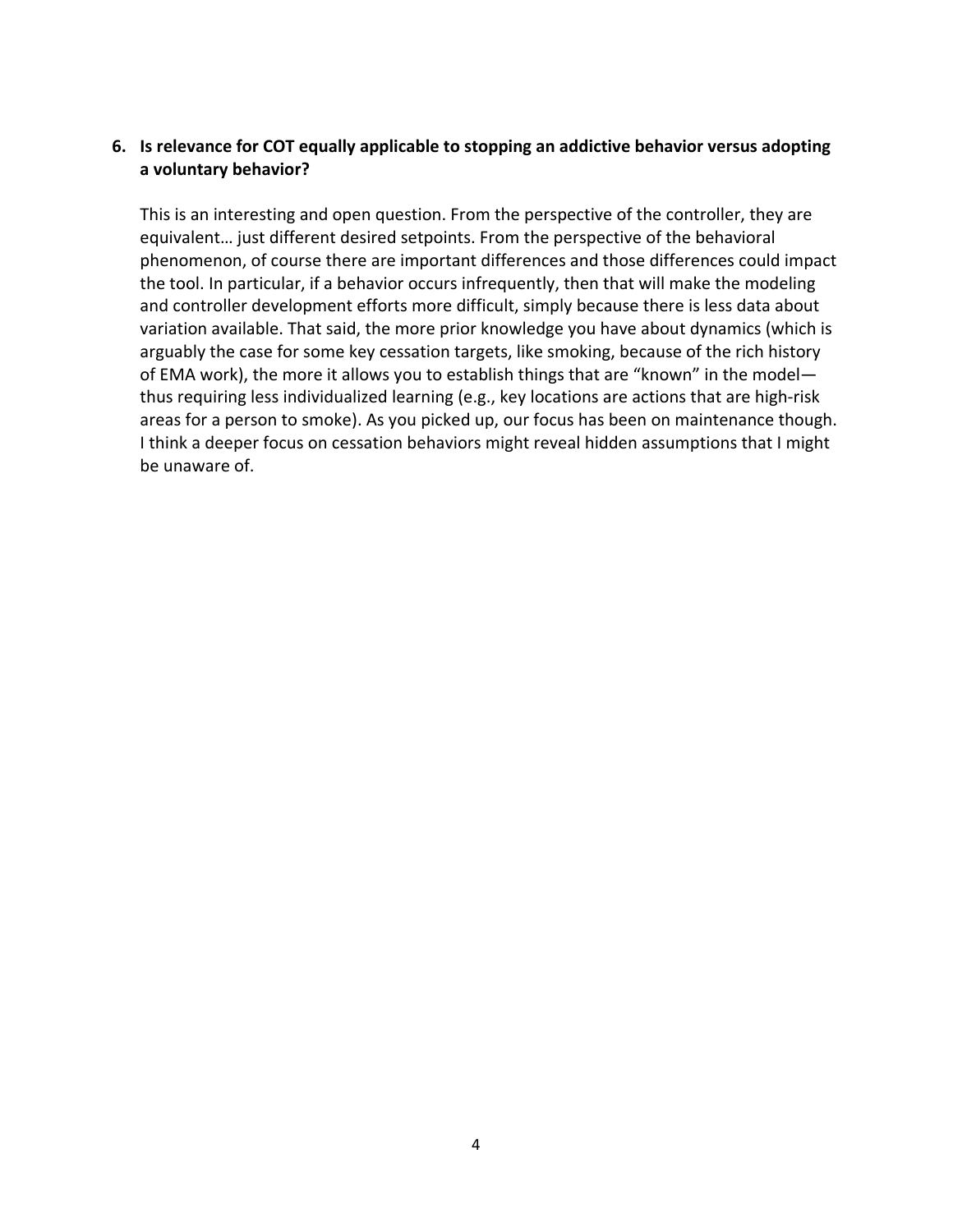6. **Is relevance for COT equally applicable to stopping an addictive behavior versus adopting a voluntary behavior?**

   This is an interesting and open question. From the perspective of the controller, they are equivalent… just different desired setpoints. From the perspective of the behavioral phenomenon, of course there are important differences and those differences could impact the tool. In particular, if a behavior occurs infrequently, then that will make the modeling and controller development efforts more difficult, simply because there is less data about variation available. That said, the more prior knowledge you have about dynamics (which is arguably the case for some key cessation targets, like smoking, because of the rich history of EMA work), the more it allows you to establish things that are "known" in the model—thus requiring less individualized learning (e.g., key locations are actions that are high-risk areas for a person to smoke). As you picked up, our focus has been on maintenance though. I think a deeper focus on cessation behaviors might reveal hidden assumptions that I might be unaware of.